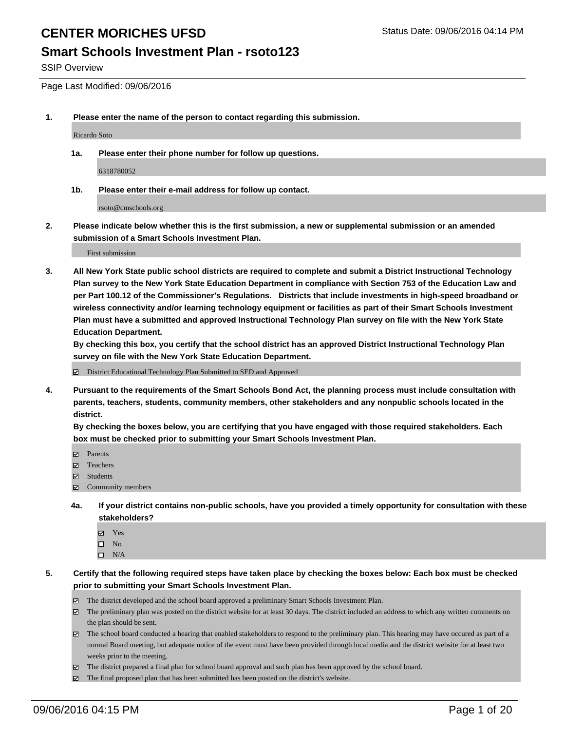# CENTER MORICHES UFSD

## Smart Schools Investment Plan - rsoto123

SSIP Overview

Status Date: 09/06/2016 04:14 PM

Page Last Modified: 09/06/2016

**1. Please enter the name of the person to contact regarding this submission.**

Ricardo Soto

**1a. Please enter their phone number for follow up questions.**

6318780052

**1b. Please enter their e-mail address for follow up contact.**

rsoto@cmschools.org

**2. Please indicate below whether this is the first submission, a new or supplemental submission or an amended submission of a Smart Schools Investment Plan.**

First submission

**3. All New York State public school districts are required to complete and submit a District Instructional Technology Plan survey to the New York State Education Department in compliance with Section 753 of the Education Law and per Part 100.12 of the Commissioner's Regulations. Districts that include investments in high-speed broadband or wireless connectivity and/or learning technology equipment or facilities as part of their Smart Schools Investment Plan must have a submitted and approved Instructional Technology Plan survey on file with the New York State Education Department.**

**By checking this box, you certify that the school district has an approved District Instructional Technology Plan survey on file with the New York State Education Department.**

☑ District Educational Technology Plan Submitted to SED and Approved

**4. Pursuant to the requirements of the Smart Schools Bond Act, the planning process must include consultation with parents, teachers, students, community members, other stakeholders and any nonpublic schools located in the district.**

**By checking the boxes below, you are certifying that you have engaged with those required stakeholders. Each box must be checked prior to submitting your Smart Schools Investment Plan.**

☑ Parents
☑ Teachers
☑ Students
☑ Community members

**4a. If your district contains non-public schools, have you provided a timely opportunity for consultation with these stakeholders?**

☑ Yes
☐ No
☐ N/A

**5. Certify that the following required steps have taken place by checking the boxes below: Each box must be checked prior to submitting your Smart Schools Investment Plan.**

☑ The district developed and the school board approved a preliminary Smart Schools Investment Plan.
☑ The preliminary plan was posted on the district website for at least 30 days. The district included an address to which any written comments on the plan should be sent.
☑ The school board conducted a hearing that enabled stakeholders to respond to the preliminary plan. This hearing may have occured as part of a normal Board meeting, but adequate notice of the event must have been provided through local media and the district website for at least two weeks prior to the meeting.
☑ The district prepared a final plan for school board approval and such plan has been approved by the school board.
☑ The final proposed plan that has been submitted has been posted on the district's website.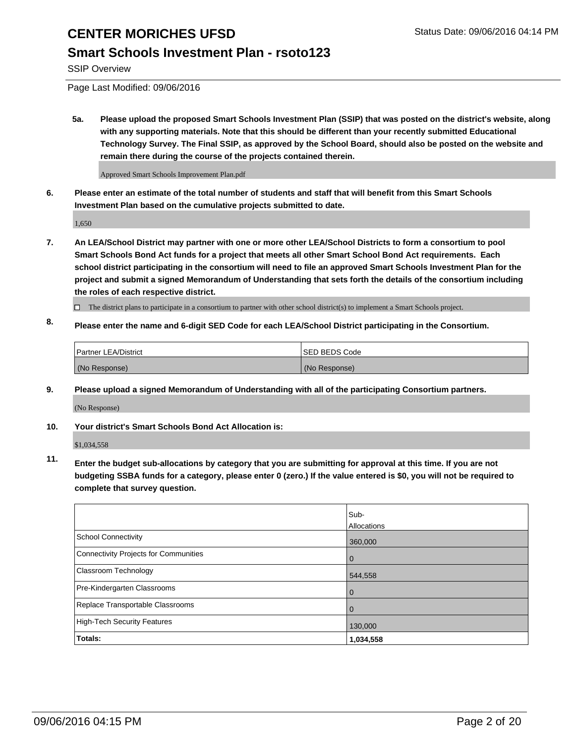# CENTER MORICHES UFSD

## Smart Schools Investment Plan - rsoto123

SSIP Overview

Page Last Modified: 09/06/2016

**5a. Please upload the proposed Smart Schools Investment Plan (SSIP) that was posted on the district's website, along with any supporting materials. Note that this should be different than your recently submitted Educational Technology Survey. The Final SSIP, as approved by the School Board, should also be posted on the website and remain there during the course of the projects contained therein.**

Approved Smart Schools Improvement Plan.pdf

**6. Please enter an estimate of the total number of students and staff that will benefit from this Smart Schools Investment Plan based on the cumulative projects submitted to date.**

1,650

**7. An LEA/School District may partner with one or more other LEA/School Districts to form a consortium to pool Smart Schools Bond Act funds for a project that meets all other Smart School Bond Act requirements. Each school district participating in the consortium will need to file an approved Smart Schools Investment Plan for the project and submit a signed Memorandum of Understanding that sets forth the details of the consortium including the roles of each respective district.**

☐ The district plans to participate in a consortium to partner with other school district(s) to implement a Smart Schools project.

**8. Please enter the name and 6-digit SED Code for each LEA/School District participating in the Consortium.**

| Partner LEA/District | SED BEDS Code |
|---|---|
| (No Response) | (No Response) |

**9. Please upload a signed Memorandum of Understanding with all of the participating Consortium partners.**

(No Response)

**10. Your district's Smart Schools Bond Act Allocation is:**

$1,034,558

**11. Enter the budget sub-allocations by category that you are submitting for approval at this time. If you are not budgeting SSBA funds for a category, please enter 0 (zero.) If the value entered is $0, you will not be required to complete that survey question.**

| | Sub-Allocations |
|---|---|
| School Connectivity | 360,000 |
| Connectivity Projects for Communities | 0 |
| Classroom Technology | 544,558 |
| Pre-Kindergarten Classrooms | 0 |
| Replace Transportable Classrooms | 0 |
| High-Tech Security Features | 130,000 |
| **Totals:** | **1,034,558** |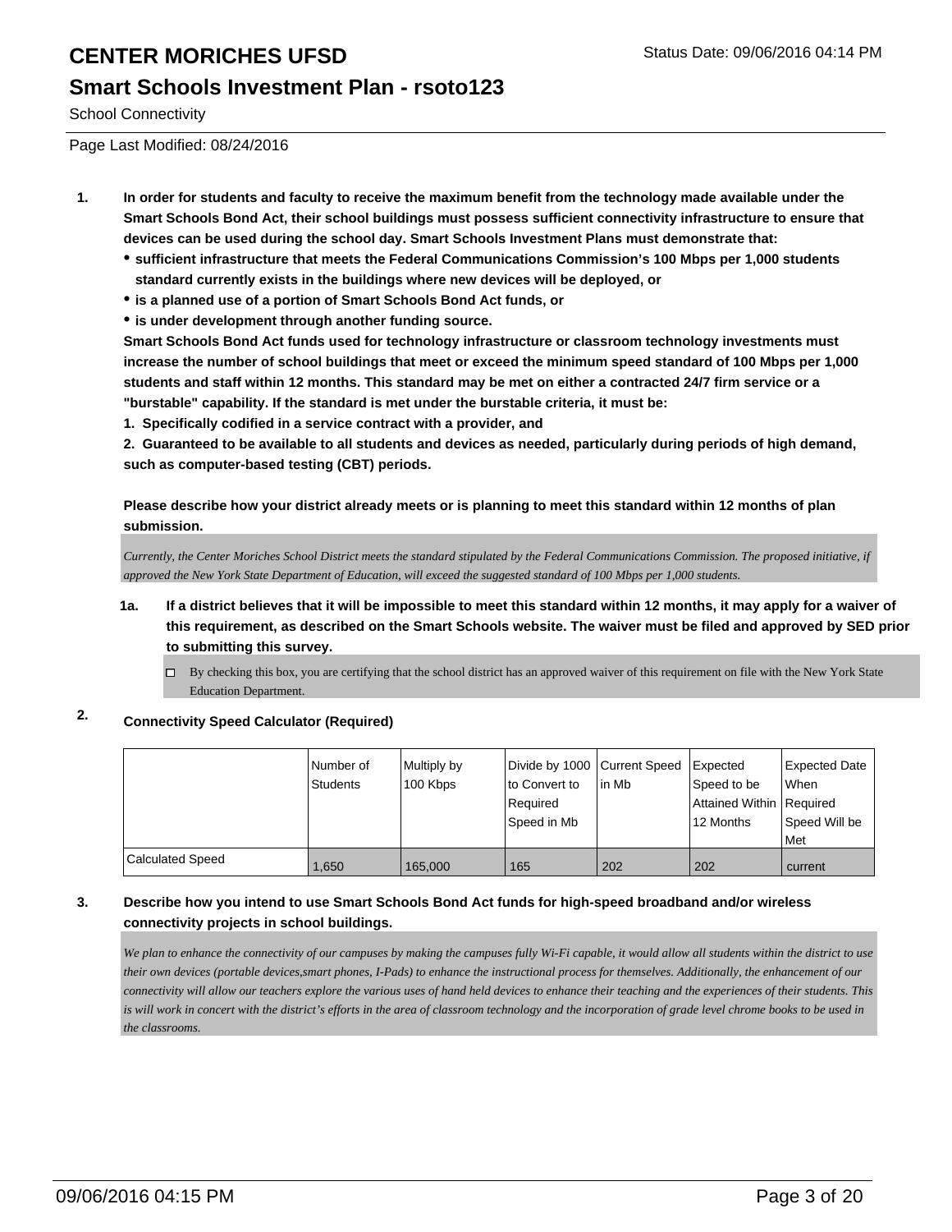School Connectivity

Page Last Modified: 08/24/2016

1. **In order for students and faculty to receive the maximum benefit from the technology made available under the Smart Schools Bond Act, their school buildings must possess sufficient connectivity infrastructure to ensure that devices can be used during the school day. Smart Schools Investment Plans must demonstrate that:**
   - **sufficient infrastructure that meets the Federal Communications Commission's 100 Mbps per 1,000 students standard currently exists in the buildings where new devices will be deployed, or**
   - **is a planned use of a portion of Smart Schools Bond Act funds, or**
   - **is under development through another funding source.**

   **Smart Schools Bond Act funds used for technology infrastructure or classroom technology investments must increase the number of school buildings that meet or exceed the minimum speed standard of 100 Mbps per 1,000 students and staff within 12 months. This standard may be met on either a contracted 24/7 firm service or a "burstable" capability. If the standard is met under the burstable criteria, it must be:**

   **1. Specifically codified in a service contract with a provider, and**

   **2. Guaranteed to be available to all students and devices as needed, particularly during periods of high demand, such as computer-based testing (CBT) periods.**

   **Please describe how your district already meets or is planning to meet this standard within 12 months of plan submission.**

   *Currently, the Center Moriches School District meets the standard stipulated by the Federal Communications Commission. The proposed initiative, if approved the New York State Department of Education, will exceed the suggested standard of 100 Mbps per 1,000 students.*

   1a. **If a district believes that it will be impossible to meet this standard within 12 months, it may apply for a waiver of this requirement, as described on the Smart Schools website. The waiver must be filed and approved by SED prior to submitting this survey.**

   ☐ By checking this box, you are certifying that the school district has an approved waiver of this requirement on file with the New York State Education Department.

2. **Connectivity Speed Calculator (Required)**

| | Number of Students | Multiply by 100 Kbps | Divide by 1000 to Convert to Required Speed in Mb | Current Speed in Mb | Expected Speed to be Attained Within 12 Months | Expected Date When Required Speed Will be Met |
|---|---|---|---|---|---|---|
| Calculated Speed | 1,650 | 165,000 | 165 | 202 | 202 | current |

3. **Describe how you intend to use Smart Schools Bond Act funds for high-speed broadband and/or wireless connectivity projects in school buildings.**

   *We plan to enhance the connectivity of our campuses by making the campuses fully Wi-Fi capable, it would allow all students within the district to use their own devices (portable devices,smart phones, I-Pads) to enhance the instructional process for themselves. Additionally, the enhancement of our connectivity will allow our teachers explore the various uses of hand held devices to enhance their teaching and the experiences of their students. This is will work in concert with the district's efforts in the area of classroom technology and the incorporation of grade level chrome books to be used in the classrooms.*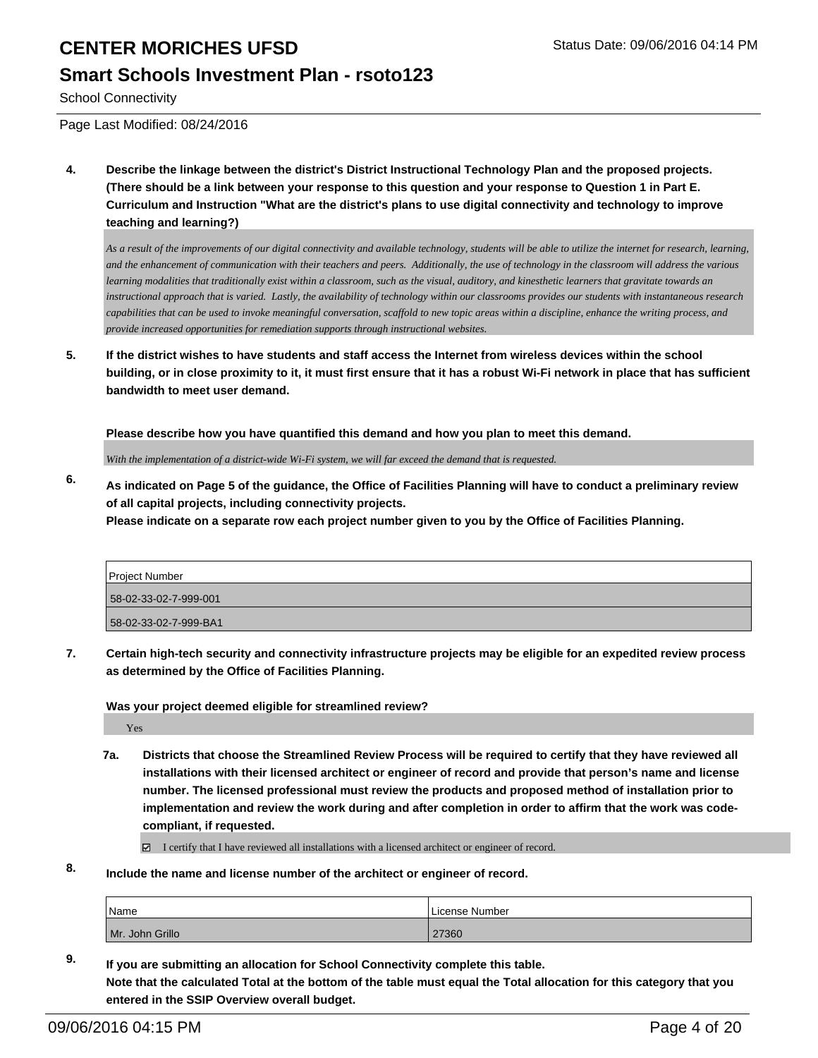# CENTER MORICHES UFSD

## Smart Schools Investment Plan - rsoto123

School Connectivity

Page Last Modified: 08/24/2016

**4. Describe the linkage between the district's District Instructional Technology Plan and the proposed projects. (There should be a link between your response to this question and your response to Question 1 in Part E. Curriculum and Instruction "What are the district's plans to use digital connectivity and technology to improve teaching and learning?)**

*As a result of the improvements of our digital connectivity and available technology, students will be able to utilize the internet for research, learning, and the enhancement of communication with their teachers and peers. Additionally, the use of technology in the classroom will address the various learning modalities that traditionally exist within a classroom, such as the visual, auditory, and kinesthetic learners that gravitate towards an instructional approach that is varied. Lastly, the availability of technology within our classrooms provides our students with instantaneous research capabilities that can be used to invoke meaningful conversation, scaffold to new topic areas within a discipline, enhance the writing process, and provide increased opportunities for remediation supports through instructional websites.*

**5. If the district wishes to have students and staff access the Internet from wireless devices within the school building, or in close proximity to it, it must first ensure that it has a robust Wi-Fi network in place that has sufficient bandwidth to meet user demand.**

**Please describe how you have quantified this demand and how you plan to meet this demand.**

*With the implementation of a district-wide Wi-Fi system, we will far exceed the demand that is requested.*

**6. As indicated on Page 5 of the guidance, the Office of Facilities Planning will have to conduct a preliminary review of all capital projects, including connectivity projects.**
**Please indicate on a separate row each project number given to you by the Office of Facilities Planning.**

| Project Number |
|---|
| 58-02-33-02-7-999-001 |
| 58-02-33-02-7-999-BA1 |

**7. Certain high-tech security and connectivity infrastructure projects may be eligible for an expedited review process as determined by the Office of Facilities Planning.**

**Was your project deemed eligible for streamlined review?**

Yes

**7a. Districts that choose the Streamlined Review Process will be required to certify that they have reviewed all installations with their licensed architect or engineer of record and provide that person's name and license number. The licensed professional must review the products and proposed method of installation prior to implementation and review the work during and after completion in order to affirm that the work was code-compliant, if requested.**

☑ I certify that I have reviewed all installations with a licensed architect or engineer of record.

**8. Include the name and license number of the architect or engineer of record.**

| Name | License Number |
|---|---|
| Mr. John Grillo | 27360 |

**9. If you are submitting an allocation for School Connectivity complete this table.**
**Note that the calculated Total at the bottom of the table must equal the Total allocation for this category that you entered in the SSIP Overview overall budget.**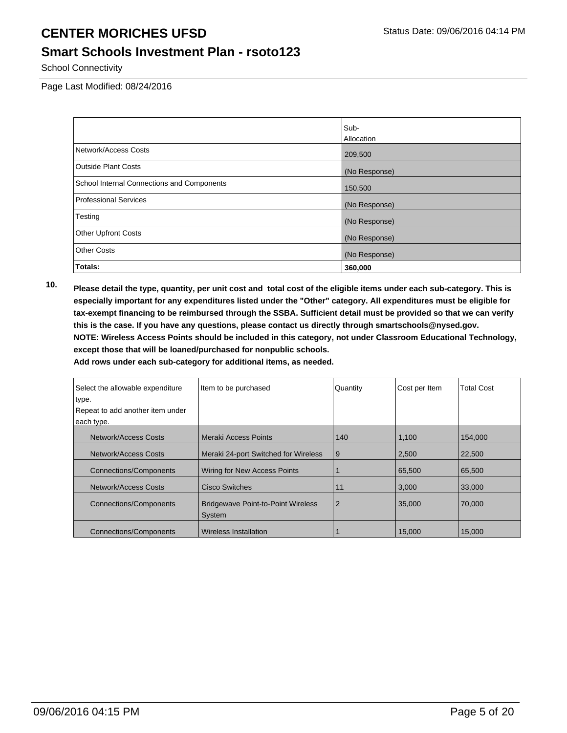# CENTER MORICHES UFSD

Status Date: 09/06/2016 04:14 PM

## Smart Schools Investment Plan - rsoto123

School Connectivity

Page Last Modified: 08/24/2016

| | Sub-Allocation |
|---|---|
| Network/Access Costs | 209,500 |
| Outside Plant Costs | (No Response) |
| School Internal Connections and Components | 150,500 |
| Professional Services | (No Response) |
| Testing | (No Response) |
| Other Upfront Costs | (No Response) |
| Other Costs | (No Response) |
| **Totals:** | **360,000** |

**10.** **Please detail the type, quantity, per unit cost and total cost of the eligible items under each sub-category. This is especially important for any expenditures listed under the "Other" category. All expenditures must be eligible for tax-exempt financing to be reimbursed through the SSBA. Sufficient detail must be provided so that we can verify this is the case. If you have any questions, please contact us directly through smartschools@nysed.gov.**
**NOTE: Wireless Access Points should be included in this category, not under Classroom Educational Technology, except those that will be loaned/purchased for nonpublic schools.**
**Add rows under each sub-category for additional items, as needed.**

| Select the allowable expenditure type. Repeat to add another item under each type. | Item to be purchased | Quantity | Cost per Item | Total Cost |
|---|---|---|---|---|
| Network/Access Costs | Meraki Access Points | 140 | 1,100 | 154,000 |
| Network/Access Costs | Meraki 24-port Switched for Wireless | 9 | 2,500 | 22,500 |
| Connections/Components | Wiring for New Access Points | 1 | 65,500 | 65,500 |
| Network/Access Costs | Cisco Switches | 11 | 3,000 | 33,000 |
| Connections/Components | Bridgewave Point-to-Point Wireless System | 2 | 35,000 | 70,000 |
| Connections/Components | Wireless Installation | 1 | 15,000 | 15,000 |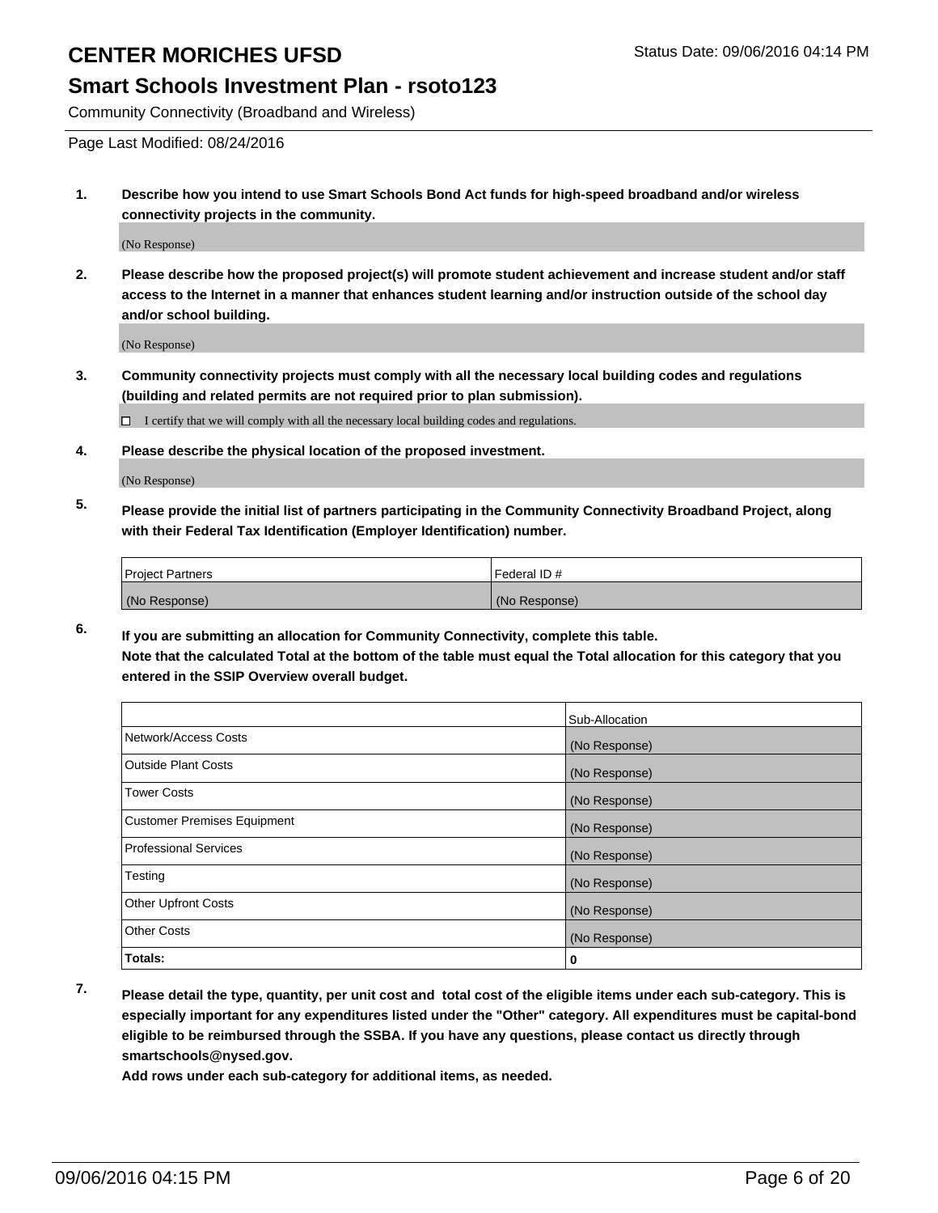# CENTER MORICHES UFSD

Status Date: 09/06/2016 04:14 PM

## Smart Schools Investment Plan - rsoto123

Community Connectivity (Broadband and Wireless)

Page Last Modified: 08/24/2016

**1. Describe how you intend to use Smart Schools Bond Act funds for high-speed broadband and/or wireless connectivity projects in the community.**

(No Response)

**2. Please describe how the proposed project(s) will promote student achievement and increase student and/or staff access to the Internet in a manner that enhances student learning and/or instruction outside of the school day and/or school building.**

(No Response)

**3. Community connectivity projects must comply with all the necessary local building codes and regulations (building and related permits are not required prior to plan submission).**

☐ I certify that we will comply with all the necessary local building codes and regulations.

**4. Please describe the physical location of the proposed investment.**

(No Response)

**5. Please provide the initial list of partners participating in the Community Connectivity Broadband Project, along with their Federal Tax Identification (Employer Identification) number.**

| Project Partners | Federal ID # |
| --- | --- |
| (No Response) | (No Response) |

**6. If you are submitting an allocation for Community Connectivity, complete this table. Note that the calculated Total at the bottom of the table must equal the Total allocation for this category that you entered in the SSIP Overview overall budget.**

| | Sub-Allocation |
| --- | --- |
| Network/Access Costs | (No Response) |
| Outside Plant Costs | (No Response) |
| Tower Costs | (No Response) |
| Customer Premises Equipment | (No Response) |
| Professional Services | (No Response) |
| Testing | (No Response) |
| Other Upfront Costs | (No Response) |
| Other Costs | (No Response) |
| **Totals:** | **0** |

**7. Please detail the type, quantity, per unit cost and total cost of the eligible items under each sub-category. This is especially important for any expenditures listed under the "Other" category. All expenditures must be capital-bond eligible to be reimbursed through the SSBA. If you have any questions, please contact us directly through smartschools@nysed.gov.**

**Add rows under each sub-category for additional items, as needed.**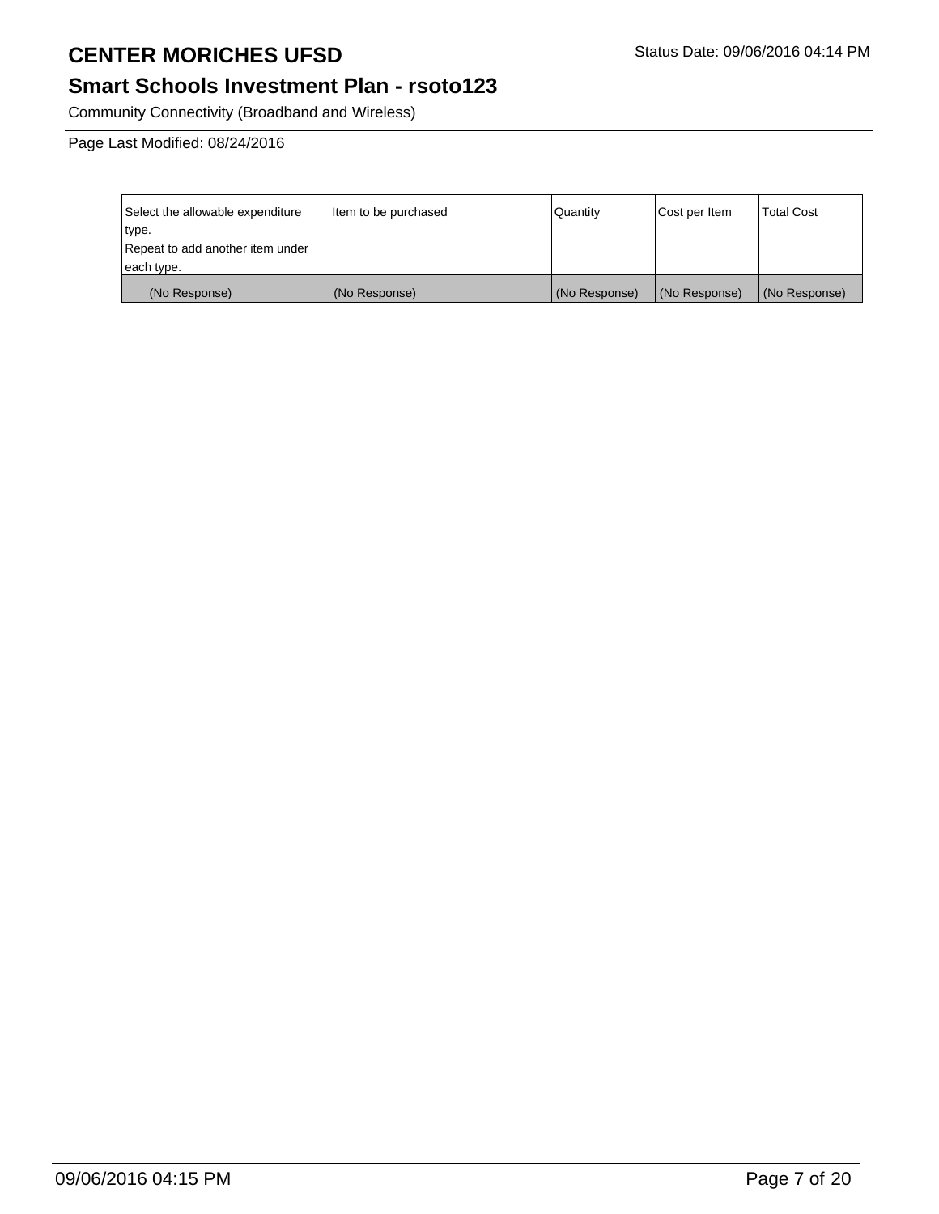# CENTER MORICHES UFSD

## Smart Schools Investment Plan - rsoto123

Community Connectivity (Broadband and Wireless)

Page Last Modified: 08/24/2016

| Select the allowable expenditure type. Repeat to add another item under each type. | Item to be purchased | Quantity | Cost per Item | Total Cost |
|---|---|---|---|---|
| (No Response) | (No Response) | (No Response) | (No Response) | (No Response) |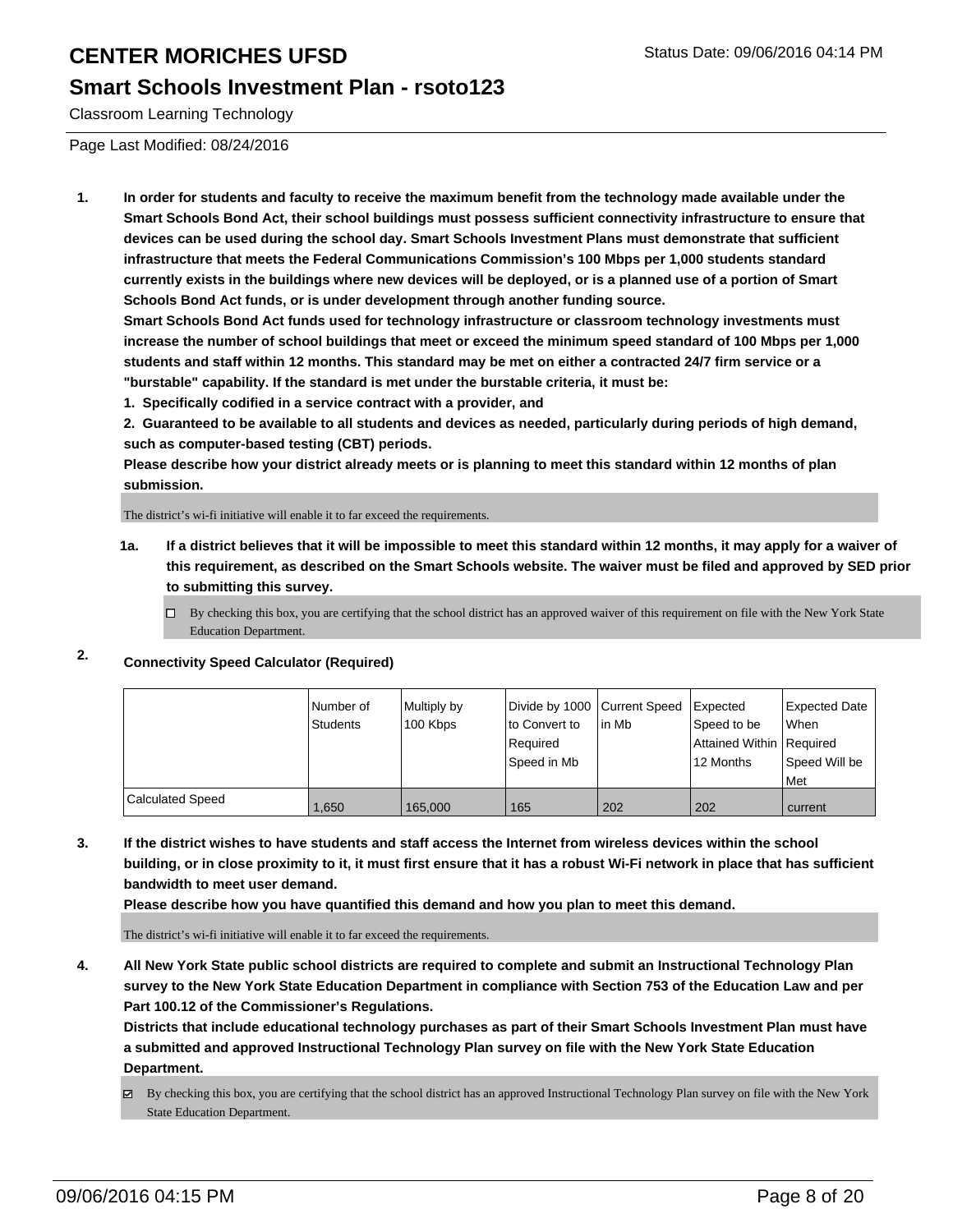# CENTER MORICHES UFSD

## Smart Schools Investment Plan - rsoto123

Classroom Learning Technology

Page Last Modified: 08/24/2016

1. **In order for students and faculty to receive the maximum benefit from the technology made available under the Smart Schools Bond Act, their school buildings must possess sufficient connectivity infrastructure to ensure that devices can be used during the school day. Smart Schools Investment Plans must demonstrate that sufficient infrastructure that meets the Federal Communications Commission's 100 Mbps per 1,000 students standard currently exists in the buildings where new devices will be deployed, or is a planned use of a portion of Smart Schools Bond Act funds, or is under development through another funding source.**

   **Smart Schools Bond Act funds used for technology infrastructure or classroom technology investments must increase the number of school buildings that meet or exceed the minimum speed standard of 100 Mbps per 1,000 students and staff within 12 months. This standard may be met on either a contracted 24/7 firm service or a "burstable" capability. If the standard is met under the burstable criteria, it must be:**

   **1. Specifically codified in a service contract with a provider, and**

   **2. Guaranteed to be available to all students and devices as needed, particularly during periods of high demand, such as computer-based testing (CBT) periods.**

   **Please describe how your district already meets or is planning to meet this standard within 12 months of plan submission.**

   The district's wi-fi initiative will enable it to far exceed the requirements.

   1a. **If a district believes that it will be impossible to meet this standard within 12 months, it may apply for a waiver of this requirement, as described on the Smart Schools website. The waiver must be filed and approved by SED prior to submitting this survey.**

   ☐ By checking this box, you are certifying that the school district has an approved waiver of this requirement on file with the New York State Education Department.

2. **Connectivity Speed Calculator (Required)**

| | Number of Students | Multiply by 100 Kbps | Divide by 1000 to Convert to Required Speed in Mb | Current Speed in Mb | Expected Speed to be Attained Within 12 Months | Expected Date When Required Speed Will be Met |
|---|---|---|---|---|---|---|
| Calculated Speed | 1,650 | 165,000 | 165 | 202 | 202 | current |

3. **If the district wishes to have students and staff access the Internet from wireless devices within the school building, or in close proximity to it, it must first ensure that it has a robust Wi-Fi network in place that has sufficient bandwidth to meet user demand.**

   **Please describe how you have quantified this demand and how you plan to meet this demand.**

   The district's wi-fi initiative will enable it to far exceed the requirements.

4. **All New York State public school districts are required to complete and submit an Instructional Technology Plan survey to the New York State Education Department in compliance with Section 753 of the Education Law and per Part 100.12 of the Commissioner's Regulations.**

   **Districts that include educational technology purchases as part of their Smart Schools Investment Plan must have a submitted and approved Instructional Technology Plan survey on file with the New York State Education Department.**

   ☑ By checking this box, you are certifying that the school district has an approved Instructional Technology Plan survey on file with the New York State Education Department.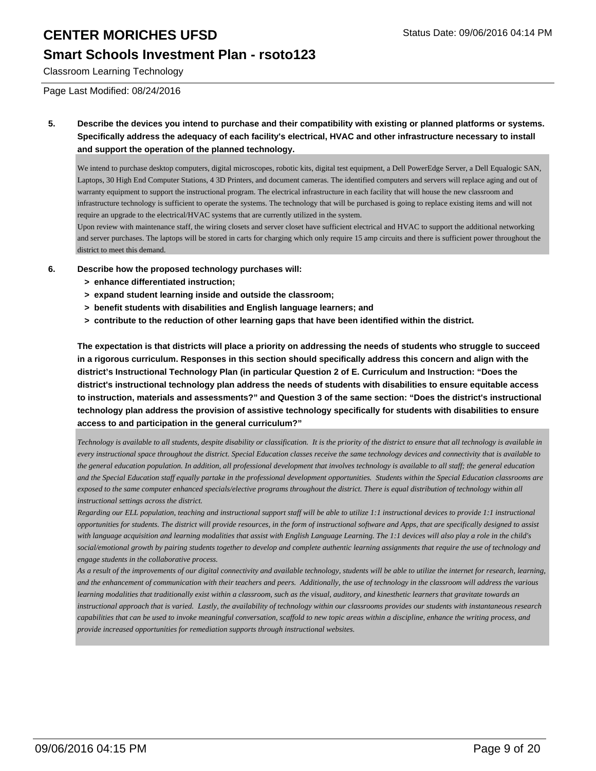Classroom Learning Technology

Page Last Modified: 08/24/2016

**5. Describe the devices you intend to purchase and their compatibility with existing or planned platforms or systems. Specifically address the adequacy of each facility's electrical, HVAC and other infrastructure necessary to install and support the operation of the planned technology.**

We intend to purchase desktop computers, digital microscopes, robotic kits, digital test equipment, a Dell PowerEdge Server, a Dell Equalogic SAN, Laptops, 30 High End Computer Stations, 4 3D Printers, and document cameras. The identified computers and servers will replace aging and out of warranty equipment to support the instructional program. The electrical infrastructure in each facility that will house the new classroom and infrastructure technology is sufficient to operate the systems. The technology that will be purchased is going to replace existing items and will not require an upgrade to the electrical/HVAC systems that are currently utilized in the system.
Upon review with maintenance staff, the wiring closets and server closet have sufficient electrical and HVAC to support the additional networking and server purchases. The laptops will be stored in carts for charging which only require 15 amp circuits and there is sufficient power throughout the district to meet this demand.

**6. Describe how the proposed technology purchases will:**

- **> enhance differentiated instruction;**
- **> expand student learning inside and outside the classroom;**
- **> benefit students with disabilities and English language learners; and**
- **> contribute to the reduction of other learning gaps that have been identified within the district.**

**The expectation is that districts will place a priority on addressing the needs of students who struggle to succeed in a rigorous curriculum. Responses in this section should specifically address this concern and align with the district's Instructional Technology Plan (in particular Question 2 of E. Curriculum and Instruction: "Does the district's instructional technology plan address the needs of students with disabilities to ensure equitable access to instruction, materials and assessments?" and Question 3 of the same section: "Does the district's instructional technology plan address the provision of assistive technology specifically for students with disabilities to ensure access to and participation in the general curriculum?"**

*Technology is available to all students, despite disability or classification. It is the priority of the district to ensure that all technology is available in every instructional space throughout the district. Special Education classes receive the same technology devices and connectivity that is available to the general education population. In addition, all professional development that involves technology is available to all staff; the general education and the Special Education staff equally partake in the professional development opportunities. Students within the Special Education classrooms are exposed to the same computer enhanced specials/elective programs throughout the district. There is equal distribution of technology within all instructional settings across the district.*
*Regarding our ELL population, teaching and instructional support staff will be able to utilize 1:1 instructional devices to provide 1:1 instructional opportunities for students. The district will provide resources, in the form of instructional software and Apps, that are specifically designed to assist with language acquisition and learning modalities that assist with English Language Learning. The 1:1 devices will also play a role in the child's social/emotional growth by pairing students together to develop and complete authentic learning assignments that require the use of technology and engage students in the collaborative process.*
*As a result of the improvements of our digital connectivity and available technology, students will be able to utilize the internet for research, learning, and the enhancement of communication with their teachers and peers. Additionally, the use of technology in the classroom will address the various learning modalities that traditionally exist within a classroom, such as the visual, auditory, and kinesthetic learners that gravitate towards an instructional approach that is varied. Lastly, the availability of technology within our classrooms provides our students with instantaneous research capabilities that can be used to invoke meaningful conversation, scaffold to new topic areas within a discipline, enhance the writing process, and provide increased opportunities for remediation supports through instructional websites.*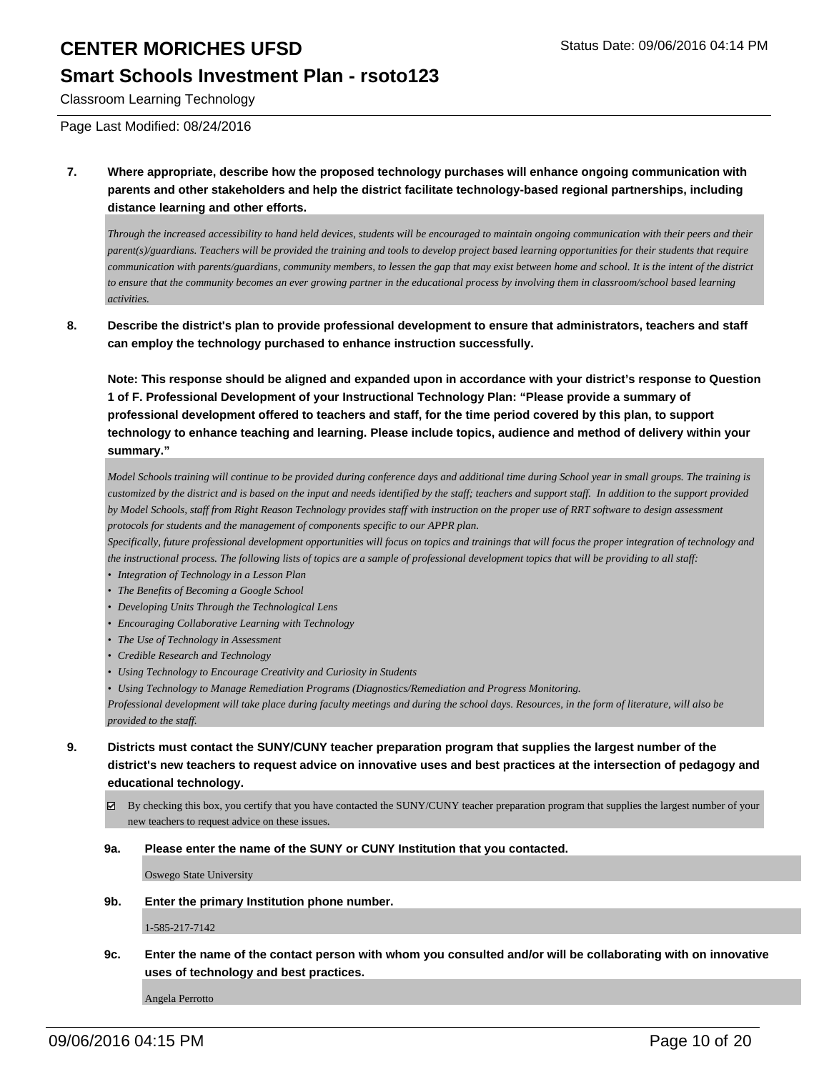# CENTER MORICHES UFSD

## Smart Schools Investment Plan - rsoto123

Classroom Learning Technology

Page Last Modified: 08/24/2016

**7. Where appropriate, describe how the proposed technology purchases will enhance ongoing communication with parents and other stakeholders and help the district facilitate technology-based regional partnerships, including distance learning and other efforts.**

*Through the increased accessibility to hand held devices, students will be encouraged to maintain ongoing communication with their peers and their parent(s)/guardians. Teachers will be provided the training and tools to develop project based learning opportunities for their students that require communication with parents/guardians, community members, to lessen the gap that may exist between home and school. It is the intent of the district to ensure that the community becomes an ever growing partner in the educational process by involving them in classroom/school based learning activities.*

**8. Describe the district's plan to provide professional development to ensure that administrators, teachers and staff can employ the technology purchased to enhance instruction successfully.**

**Note: This response should be aligned and expanded upon in accordance with your district's response to Question 1 of F. Professional Development of your Instructional Technology Plan: "Please provide a summary of professional development offered to teachers and staff, for the time period covered by this plan, to support technology to enhance teaching and learning. Please include topics, audience and method of delivery within your summary."**

*Model Schools training will continue to be provided during conference days and additional time during School year in small groups. The training is customized by the district and is based on the input and needs identified by the staff; teachers and support staff. In addition to the support provided by Model Schools, staff from Right Reason Technology provides staff with instruction on the proper use of RRT software to design assessment protocols for students and the management of components specific to our APPR plan.*
*Specifically, future professional development opportunities will focus on topics and trainings that will focus the proper integration of technology and the instructional process. The following lists of topics are a sample of professional development topics that will be providing to all staff:*

- *Integration of Technology in a Lesson Plan*
- *The Benefits of Becoming a Google School*
- *Developing Units Through the Technological Lens*
- *Encouraging Collaborative Learning with Technology*
- *The Use of Technology in Assessment*
- *Credible Research and Technology*
- *Using Technology to Encourage Creativity and Curiosity in Students*
- *Using Technology to Manage Remediation Programs (Diagnostics/Remediation and Progress Monitoring.*

*Professional development will take place during faculty meetings and during the school days. Resources, in the form of literature, will also be provided to the staff.*

**9. Districts must contact the SUNY/CUNY teacher preparation program that supplies the largest number of the district's new teachers to request advice on innovative uses and best practices at the intersection of pedagogy and educational technology.**

☑ By checking this box, you certify that you have contacted the SUNY/CUNY teacher preparation program that supplies the largest number of your new teachers to request advice on these issues.

**9a. Please enter the name of the SUNY or CUNY Institution that you contacted.**

Oswego State University

**9b. Enter the primary Institution phone number.**

1-585-217-7142

**9c. Enter the name of the contact person with whom you consulted and/or will be collaborating with on innovative uses of technology and best practices.**

Angela Perrotto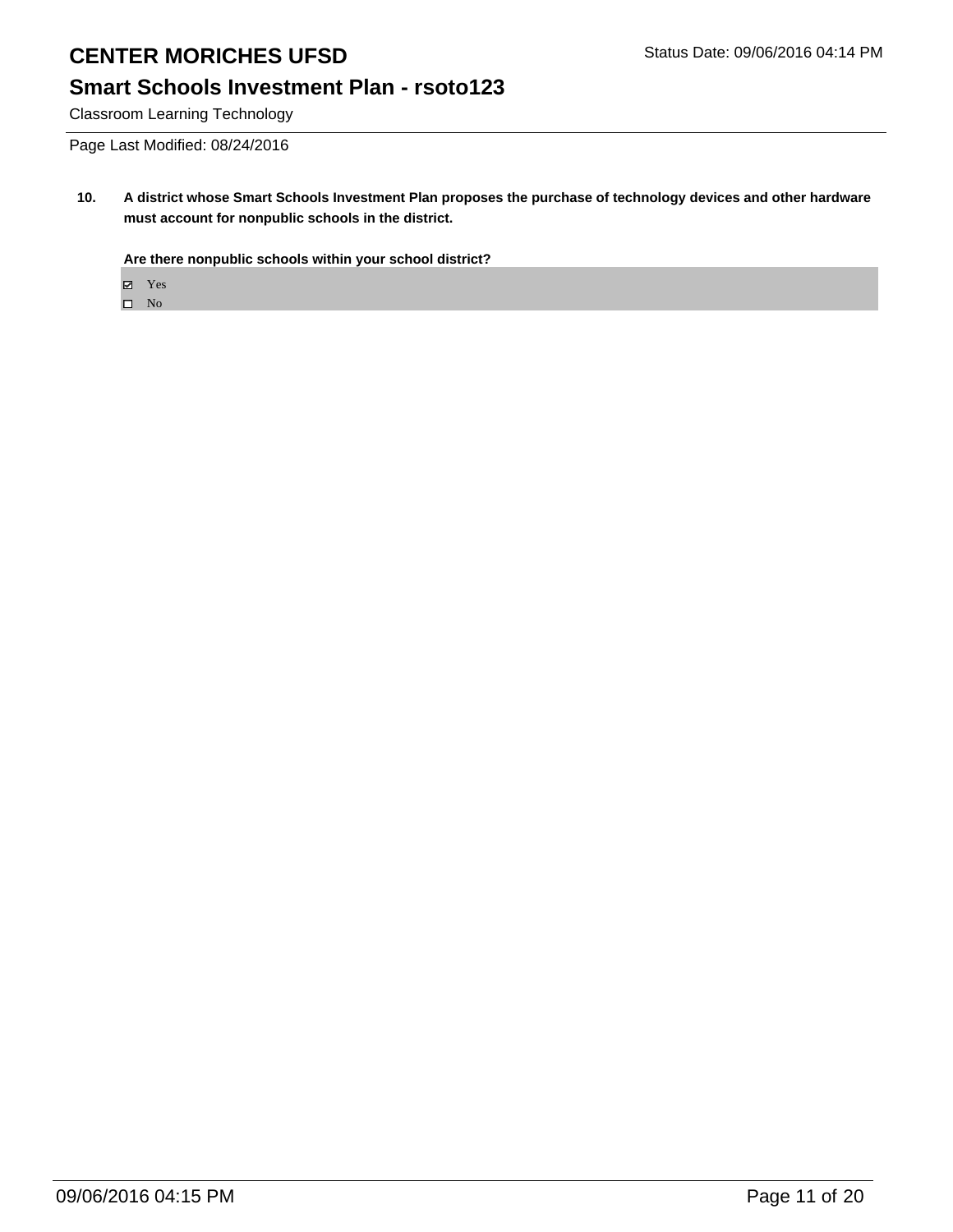# CENTER MORICHES UFSD

## Smart Schools Investment Plan - rsoto123

Classroom Learning Technology

Page Last Modified: 08/24/2016

**10. A district whose Smart Schools Investment Plan proposes the purchase of technology devices and other hardware must account for nonpublic schools in the district.**

**Are there nonpublic schools within your school district?**

- [x] Yes
- [ ] No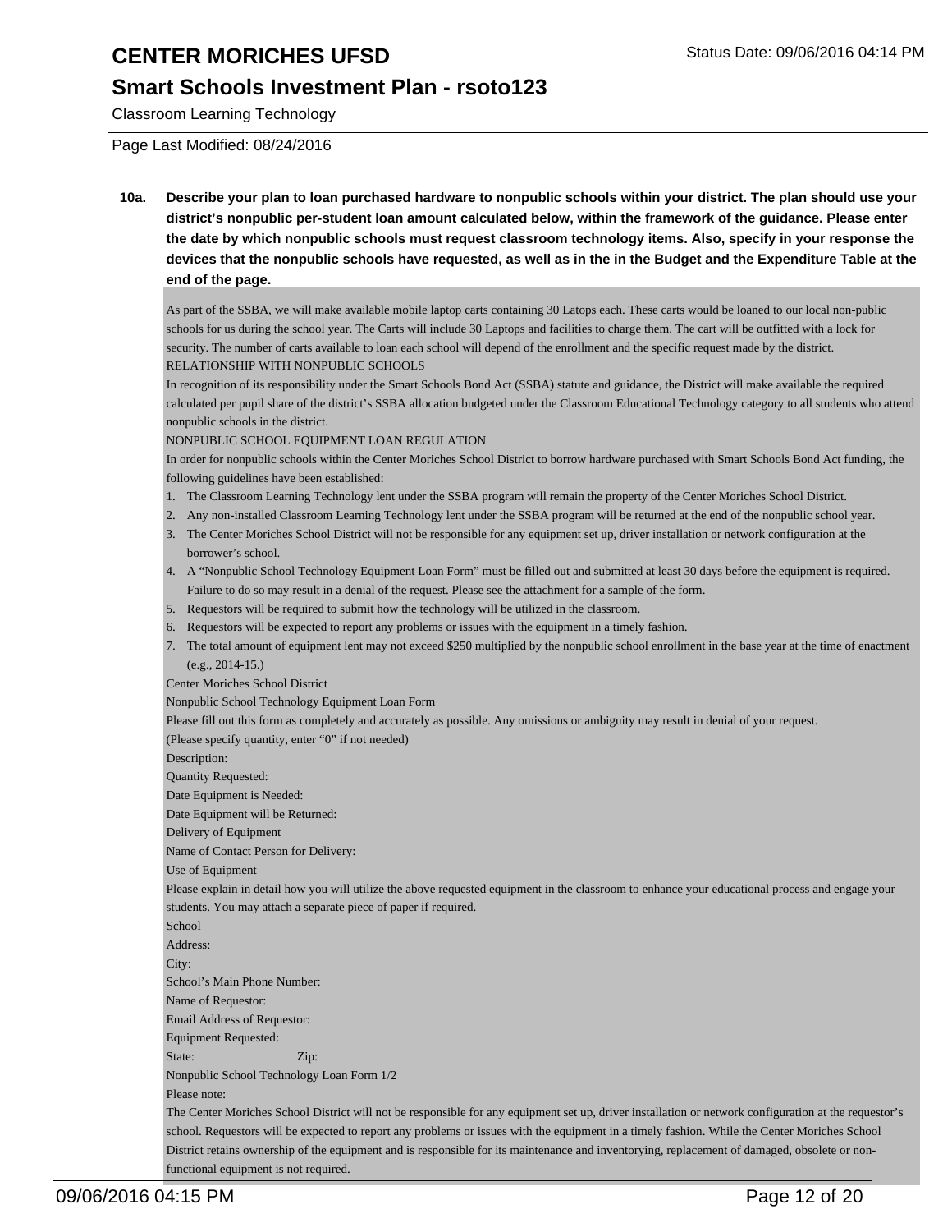**10a. Describe your plan to loan purchased hardware to nonpublic schools within your district. The plan should use your district's nonpublic per-student loan amount calculated below, within the framework of the guidance. Please enter the date by which nonpublic schools must request classroom technology items. Also, specify in your response the devices that the nonpublic schools have requested, as well as in the in the Budget and the Expenditure Table at the end of the page.**

As part of the SSBA, we will make available mobile laptop carts containing 30 Latops each. These carts would be loaned to our local non-public schools for us during the school year. The Carts will include 30 Laptops and facilities to charge them. The cart will be outfitted with a lock for security. The number of carts available to loan each school will depend of the enrollment and the specific request made by the district.

RELATIONSHIP WITH NONPUBLIC SCHOOLS

In recognition of its responsibility under the Smart Schools Bond Act (SSBA) statute and guidance, the District will make available the required calculated per pupil share of the district's SSBA allocation budgeted under the Classroom Educational Technology category to all students who attend nonpublic schools in the district.

NONPUBLIC SCHOOL EQUIPMENT LOAN REGULATION

In order for nonpublic schools within the Center Moriches School District to borrow hardware purchased with Smart Schools Bond Act funding, the following guidelines have been established:

1. The Classroom Learning Technology lent under the SSBA program will remain the property of the Center Moriches School District.
2. Any non-installed Classroom Learning Technology lent under the SSBA program will be returned at the end of the nonpublic school year.
3. The Center Moriches School District will not be responsible for any equipment set up, driver installation or network configuration at the borrower's school.
4. A "Nonpublic School Technology Equipment Loan Form" must be filled out and submitted at least 30 days before the equipment is required. Failure to do so may result in a denial of the request. Please see the attachment for a sample of the form.
5. Requestors will be required to submit how the technology will be utilized in the classroom.
6. Requestors will be expected to report any problems or issues with the equipment in a timely fashion.
7. The total amount of equipment lent may not exceed $250 multiplied by the nonpublic school enrollment in the base year at the time of enactment (e.g., 2014-15.)

Center Moriches School District

Nonpublic School Technology Equipment Loan Form

Please fill out this form as completely and accurately as possible. Any omissions or ambiguity may result in denial of your request.

(Please specify quantity, enter "0" if not needed)

Description:

Quantity Requested:

Date Equipment is Needed:

Date Equipment will be Returned:

Delivery of Equipment

Name of Contact Person for Delivery:

Use of Equipment

Please explain in detail how you will utilize the above requested equipment in the classroom to enhance your educational process and engage your students. You may attach a separate piece of paper if required.

School

Address:

City:

School's Main Phone Number:

Name of Requestor:

Email Address of Requestor:

Equipment Requested:

State: Zip:

Nonpublic School Technology Loan Form 1/2

Please note:

The Center Moriches School District will not be responsible for any equipment set up, driver installation or network configuration at the requestor's school. Requestors will be expected to report any problems or issues with the equipment in a timely fashion. While the Center Moriches School District retains ownership of the equipment and is responsible for its maintenance and inventorying, replacement of damaged, obsolete or non-functional equipment is not required.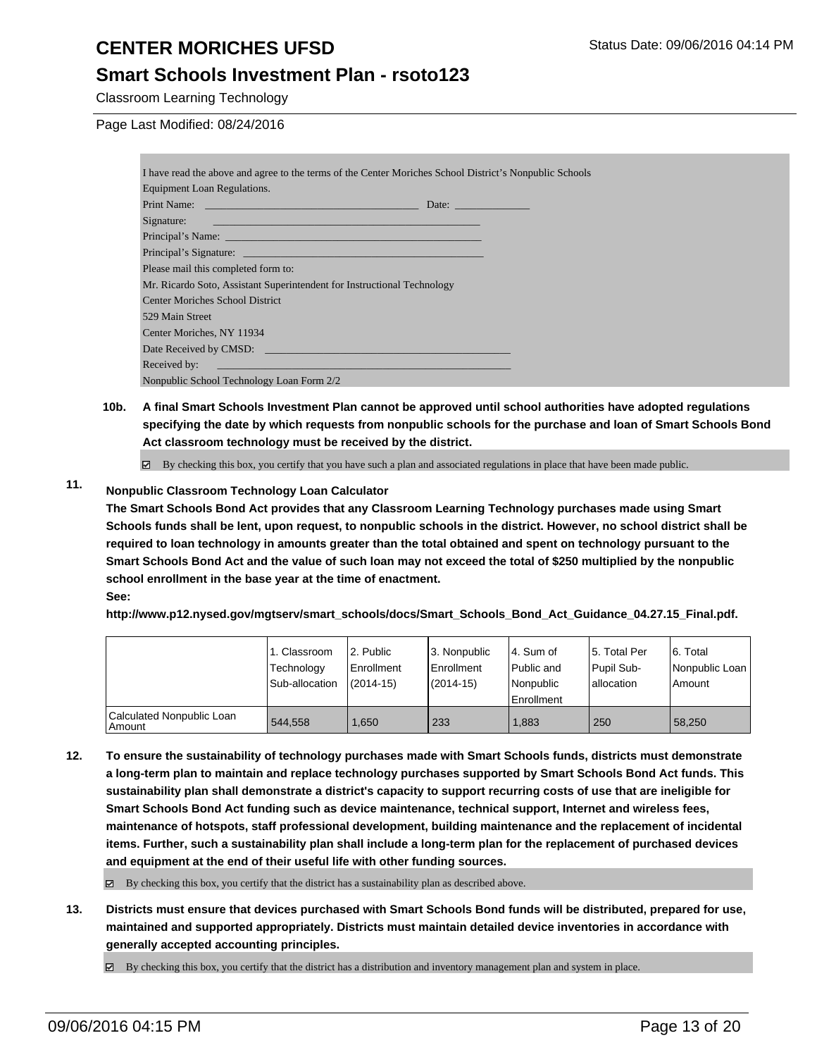I have read the above and agree to the terms of the Center Moriches School District's Nonpublic Schools Equipment Loan Regulations.

Print Name: _______________________________________ Date: ______________

Signature: _______________________________________________

Principal's Name: _______________________________________________

Principal's Signature: _______________________________________________

Please mail this completed form to:

Mr. Ricardo Soto, Assistant Superintendent for Instructional Technology

Center Moriches School District

529 Main Street

Center Moriches, NY 11934

Date Received by CMSD: _______________________________________________

Received by: _______________________________________________

Nonpublic School Technology Loan Form 2/2

**10b. A final Smart Schools Investment Plan cannot be approved until school authorities have adopted regulations specifying the date by which requests from nonpublic schools for the purchase and loan of Smart Schools Bond Act classroom technology must be received by the district.**

☑ By checking this box, you certify that you have such a plan and associated regulations in place that have been made public.

**11. Nonpublic Classroom Technology Loan Calculator**

**The Smart Schools Bond Act provides that any Classroom Learning Technology purchases made using Smart Schools funds shall be lent, upon request, to nonpublic schools in the district. However, no school district shall be required to loan technology in amounts greater than the total obtained and spent on technology pursuant to the Smart Schools Bond Act and the value of such loan may not exceed the total of $250 multiplied by the nonpublic school enrollment in the base year at the time of enactment.**

**See:**

**http://www.p12.nysed.gov/mgtserv/smart_schools/docs/Smart_Schools_Bond_Act_Guidance_04.27.15_Final.pdf.**

| | 1. Classroom Technology Sub-allocation | 2. Public Enrollment (2014-15) | 3. Nonpublic Enrollment (2014-15) | 4. Sum of Public and Nonpublic Enrollment | 5. Total Per Pupil Sub-allocation | 6. Total Nonpublic Loan Amount |
|---|---|---|---|---|---|---|
| Calculated Nonpublic Loan Amount | 544,558 | 1,650 | 233 | 1,883 | 250 | 58,250 |

**12. To ensure the sustainability of technology purchases made with Smart Schools funds, districts must demonstrate a long-term plan to maintain and replace technology purchases supported by Smart Schools Bond Act funds. This sustainability plan shall demonstrate a district's capacity to support recurring costs of use that are ineligible for Smart Schools Bond Act funding such as device maintenance, technical support, Internet and wireless fees, maintenance of hotspots, staff professional development, building maintenance and the replacement of incidental items. Further, such a sustainability plan shall include a long-term plan for the replacement of purchased devices and equipment at the end of their useful life with other funding sources.**

☑ By checking this box, you certify that the district has a sustainability plan as described above.

**13. Districts must ensure that devices purchased with Smart Schools Bond funds will be distributed, prepared for use, maintained and supported appropriately. Districts must maintain detailed device inventories in accordance with generally accepted accounting principles.**

☑ By checking this box, you certify that the district has a distribution and inventory management plan and system in place.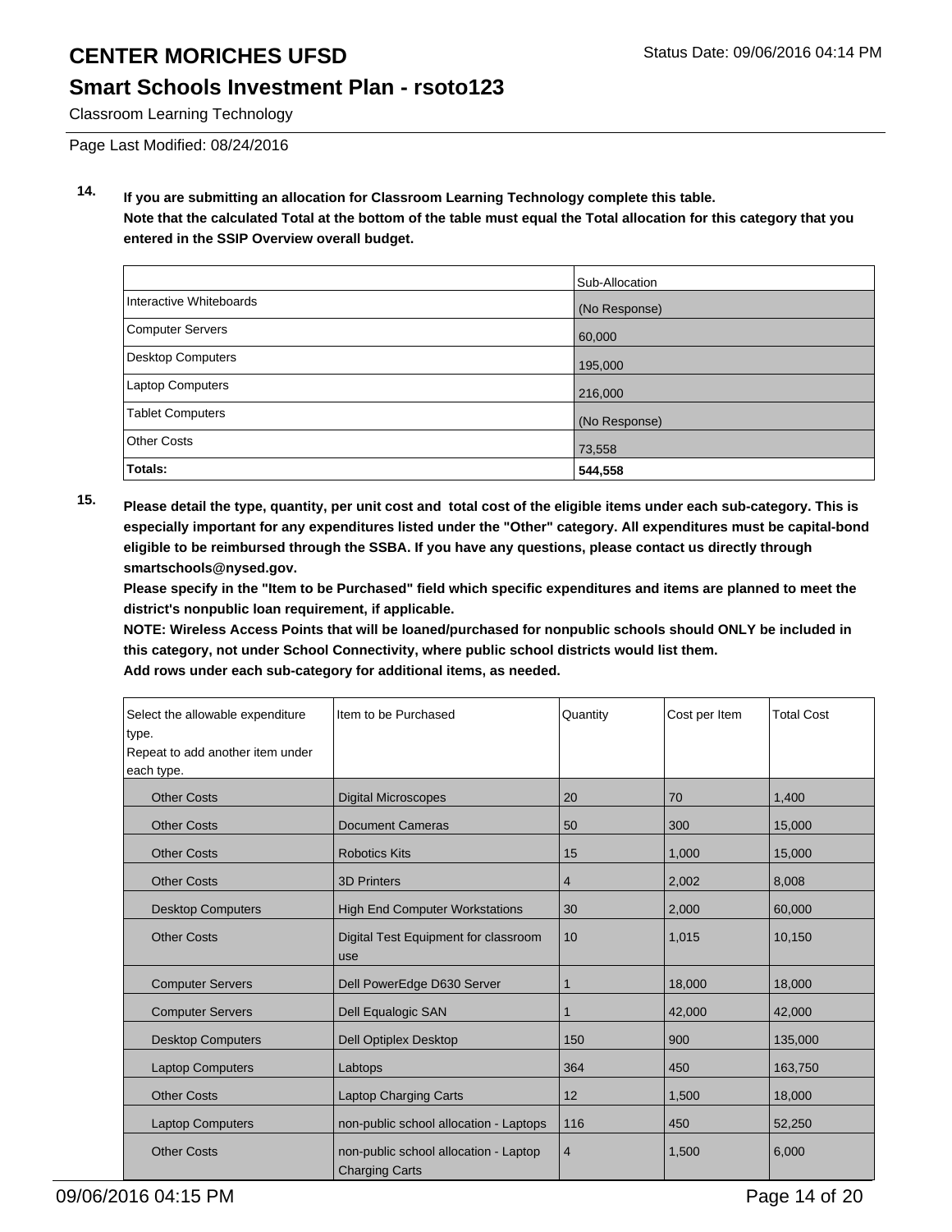Classroom Learning Technology

Page Last Modified: 08/24/2016

**14. If you are submitting an allocation for Classroom Learning Technology complete this table. Note that the calculated Total at the bottom of the table must equal the Total allocation for this category that you entered in the SSIP Overview overall budget.**

| | Sub-Allocation |
|---|---|
| Interactive Whiteboards | (No Response) |
| Computer Servers | 60,000 |
| Desktop Computers | 195,000 |
| Laptop Computers | 216,000 |
| Tablet Computers | (No Response) |
| Other Costs | 73,558 |
| **Totals:** | **544,558** |

**15. Please detail the type, quantity, per unit cost and total cost of the eligible items under each sub-category. This is especially important for any expenditures listed under the "Other" category. All expenditures must be capital-bond eligible to be reimbursed through the SSBA. If you have any questions, please contact us directly through smartschools@nysed.gov.**

**Please specify in the "Item to be Purchased" field which specific expenditures and items are planned to meet the district's nonpublic loan requirement, if applicable.**

**NOTE: Wireless Access Points that will be loaned/purchased for nonpublic schools should ONLY be included in this category, not under School Connectivity, where public school districts would list them.**

**Add rows under each sub-category for additional items, as needed.**

| Select the allowable expenditure type. Repeat to add another item under each type. | Item to be Purchased | Quantity | Cost per Item | Total Cost |
|---|---|---|---|---|
| Other Costs | Digital Microscopes | 20 | 70 | 1,400 |
| Other Costs | Document Cameras | 50 | 300 | 15,000 |
| Other Costs | Robotics Kits | 15 | 1,000 | 15,000 |
| Other Costs | 3D Printers | 4 | 2,002 | 8,008 |
| Desktop Computers | High End Computer Workstations | 30 | 2,000 | 60,000 |
| Other Costs | Digital Test Equipment for classroom use | 10 | 1,015 | 10,150 |
| Computer Servers | Dell PowerEdge D630 Server | 1 | 18,000 | 18,000 |
| Computer Servers | Dell Equalogic SAN | 1 | 42,000 | 42,000 |
| Desktop Computers | Dell Optiplex Desktop | 150 | 900 | 135,000 |
| Laptop Computers | Labtops | 364 | 450 | 163,750 |
| Other Costs | Laptop Charging Carts | 12 | 1,500 | 18,000 |
| Laptop Computers | non-public school allocation - Laptops | 116 | 450 | 52,250 |
| Other Costs | non-public school allocation - Laptop Charging Carts | 4 | 1,500 | 6,000 |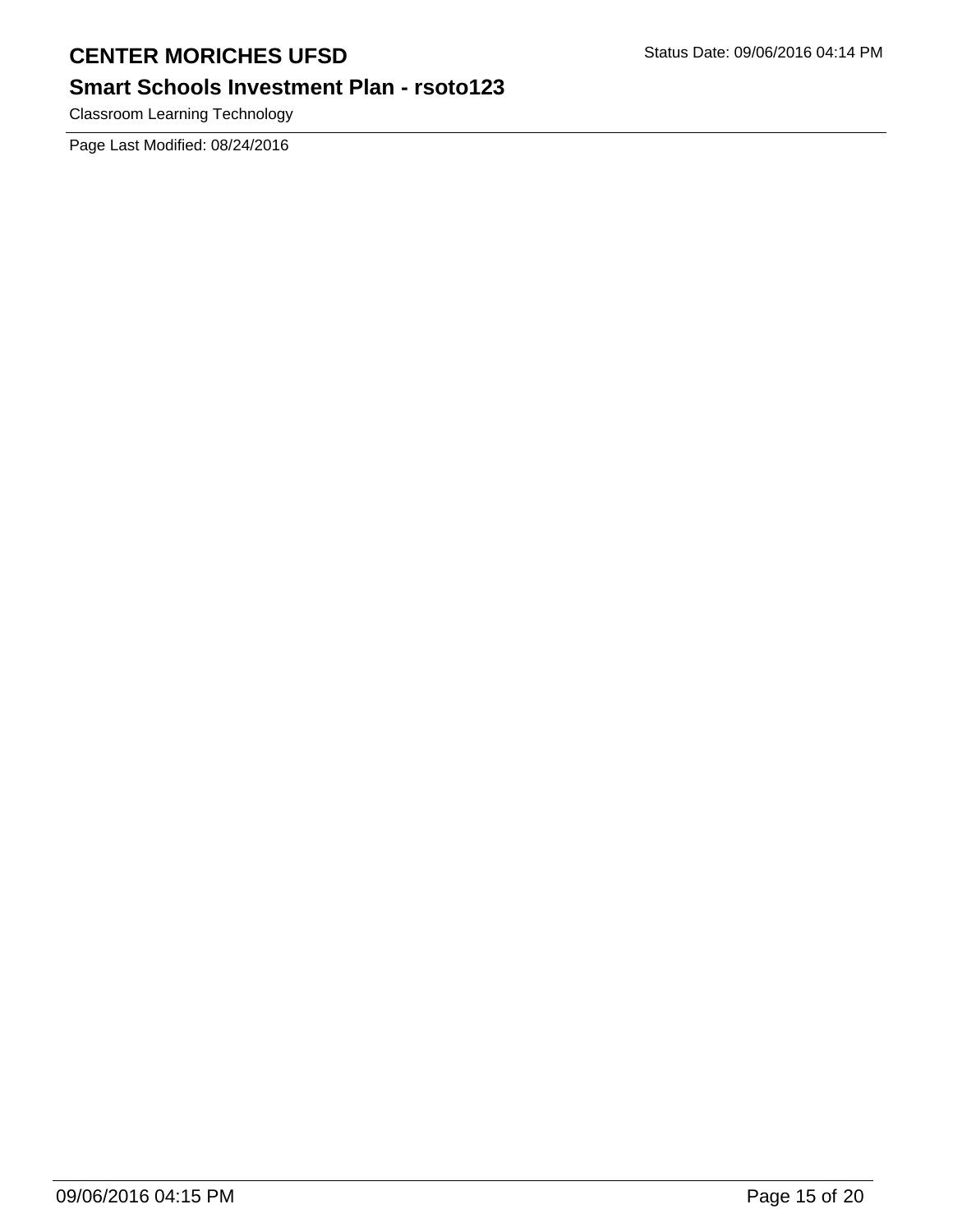Classroom Learning Technology

Page Last Modified: 08/24/2016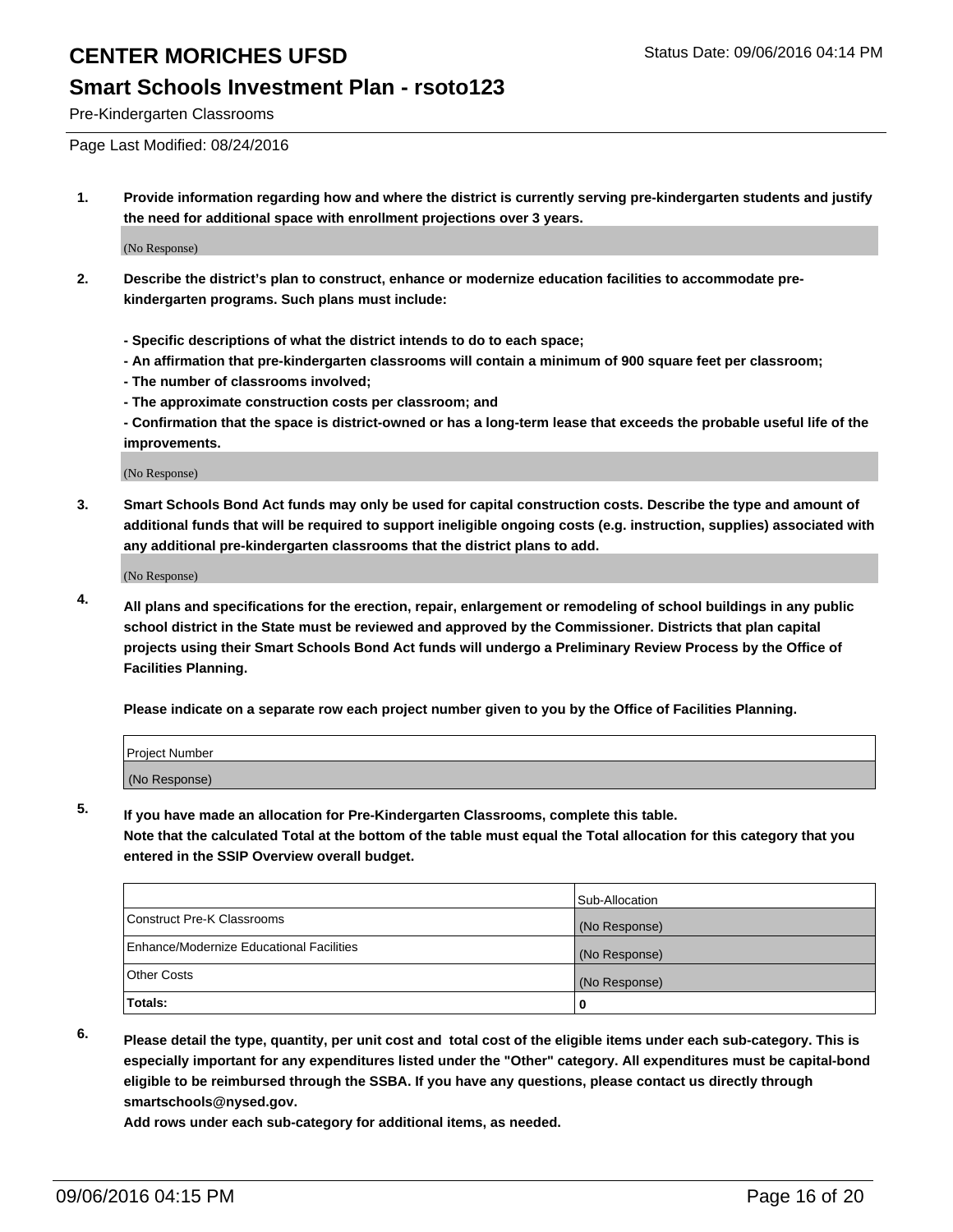# CENTER MORICHES UFSD

## Smart Schools Investment Plan - rsoto123

Pre-Kindergarten Classrooms

Page Last Modified: 08/24/2016

1. **Provide information regarding how and where the district is currently serving pre-kindergarten students and justify the need for additional space with enrollment projections over 3 years.**

   (No Response)

2. **Describe the district's plan to construct, enhance or modernize education facilities to accommodate pre-kindergarten programs. Such plans must include:**

   **- Specific descriptions of what the district intends to do to each space;**
   **- An affirmation that pre-kindergarten classrooms will contain a minimum of 900 square feet per classroom;**
   **- The number of classrooms involved;**
   **- The approximate construction costs per classroom; and**
   **- Confirmation that the space is district-owned or has a long-term lease that exceeds the probable useful life of the improvements.**

   (No Response)

3. **Smart Schools Bond Act funds may only be used for capital construction costs. Describe the type and amount of additional funds that will be required to support ineligible ongoing costs (e.g. instruction, supplies) associated with any additional pre-kindergarten classrooms that the district plans to add.**

   (No Response)

4. **All plans and specifications for the erection, repair, enlargement or remodeling of school buildings in any public school district in the State must be reviewed and approved by the Commissioner. Districts that plan capital projects using their Smart Schools Bond Act funds will undergo a Preliminary Review Process by the Office of Facilities Planning.**

   **Please indicate on a separate row each project number given to you by the Office of Facilities Planning.**

| Project Number |
| --- |
| (No Response) |

5. **If you have made an allocation for Pre-Kindergarten Classrooms, complete this table.**
   **Note that the calculated Total at the bottom of the table must equal the Total allocation for this category that you entered in the SSIP Overview overall budget.**

| | Sub-Allocation |
| --- | --- |
| Construct Pre-K Classrooms | (No Response) |
| Enhance/Modernize Educational Facilities | (No Response) |
| Other Costs | (No Response) |
| **Totals:** | **0** |

6. **Please detail the type, quantity, per unit cost and total cost of the eligible items under each sub-category. This is especially important for any expenditures listed under the "Other" category. All expenditures must be capital-bond eligible to be reimbursed through the SSBA. If you have any questions, please contact us directly through smartschools@nysed.gov.**
   **Add rows under each sub-category for additional items, as needed.**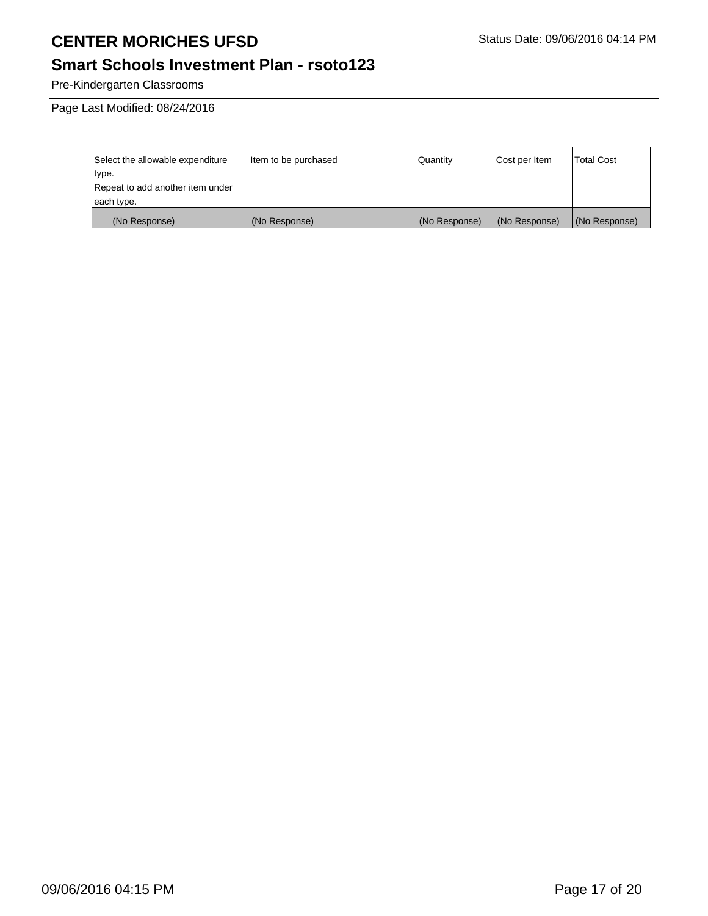# CENTER MORICHES UFSD

## Smart Schools Investment Plan - rsoto123

Status Date: 09/06/2016 04:14 PM

Pre-Kindergarten Classrooms

Page Last Modified: 08/24/2016

| Select the allowable expenditure type. Repeat to add another item under each type. | Item to be purchased | Quantity | Cost per Item | Total Cost |
|---|---|---|---|---|
| (No Response) | (No Response) | (No Response) | (No Response) | (No Response) |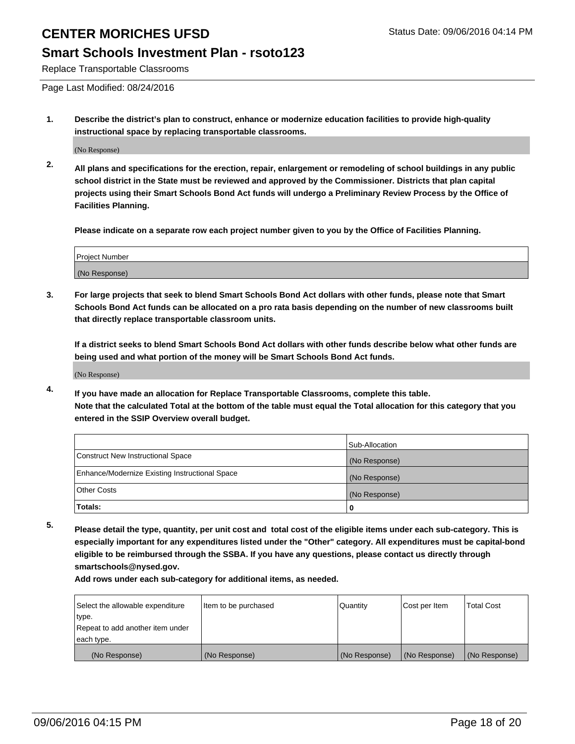Replace Transportable Classrooms

Page Last Modified: 08/24/2016

**1. Describe the district's plan to construct, enhance or modernize education facilities to provide high-quality instructional space by replacing transportable classrooms.**

(No Response)

**2. All plans and specifications for the erection, repair, enlargement or remodeling of school buildings in any public school district in the State must be reviewed and approved by the Commissioner. Districts that plan capital projects using their Smart Schools Bond Act funds will undergo a Preliminary Review Process by the Office of Facilities Planning.**

**Please indicate on a separate row each project number given to you by the Office of Facilities Planning.**

| Project Number |
|---|
| (No Response) |

**3. For large projects that seek to blend Smart Schools Bond Act dollars with other funds, please note that Smart Schools Bond Act funds can be allocated on a pro rata basis depending on the number of new classrooms built that directly replace transportable classroom units.**

**If a district seeks to blend Smart Schools Bond Act dollars with other funds describe below what other funds are being used and what portion of the money will be Smart Schools Bond Act funds.**

(No Response)

**4. If you have made an allocation for Replace Transportable Classrooms, complete this table. Note that the calculated Total at the bottom of the table must equal the Total allocation for this category that you entered in the SSIP Overview overall budget.**

| | Sub-Allocation |
|---|---|
| Construct New Instructional Space | (No Response) |
| Enhance/Modernize Existing Instructional Space | (No Response) |
| Other Costs | (No Response) |
| **Totals:** | **0** |

**5. Please detail the type, quantity, per unit cost and total cost of the eligible items under each sub-category. This is especially important for any expenditures listed under the "Other" category. All expenditures must be capital-bond eligible to be reimbursed through the SSBA. If you have any questions, please contact us directly through smartschools@nysed.gov.**

**Add rows under each sub-category for additional items, as needed.**

| Select the allowable expenditure type. Repeat to add another item under each type. | Item to be purchased | Quantity | Cost per Item | Total Cost |
|---|---|---|---|---|
| (No Response) | (No Response) | (No Response) | (No Response) | (No Response) |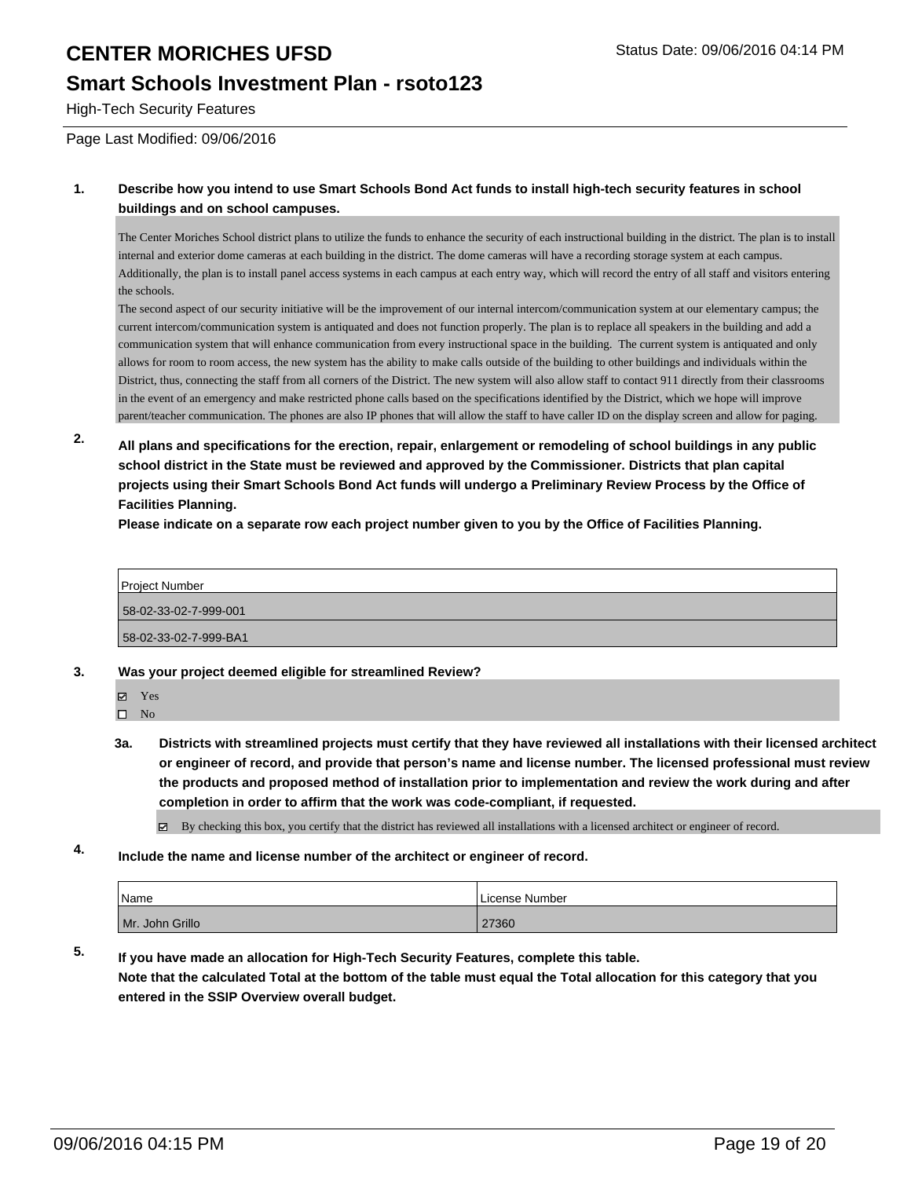# CENTER MORICHES UFSD

Status Date: 09/06/2016 04:14 PM

## Smart Schools Investment Plan - rsoto123

High-Tech Security Features

Page Last Modified: 09/06/2016

**1. Describe how you intend to use Smart Schools Bond Act funds to install high-tech security features in school buildings and on school campuses.**

The Center Moriches School district plans to utilize the funds to enhance the security of each instructional building in the district. The plan is to install internal and exterior dome cameras at each building in the district. The dome cameras will have a recording storage system at each campus. Additionally, the plan is to install panel access systems in each campus at each entry way, which will record the entry of all staff and visitors entering the schools.
The second aspect of our security initiative will be the improvement of our internal intercom/communication system at our elementary campus; the current intercom/communication system is antiquated and does not function properly. The plan is to replace all speakers in the building and add a communication system that will enhance communication from every instructional space in the building. The current system is antiquated and only allows for room to room access, the new system has the ability to make calls outside of the building to other buildings and individuals within the District, thus, connecting the staff from all corners of the District. The new system will also allow staff to contact 911 directly from their classrooms in the event of an emergency and make restricted phone calls based on the specifications identified by the District, which we hope will improve parent/teacher communication. The phones are also IP phones that will allow the staff to have caller ID on the display screen and allow for paging.

**2. All plans and specifications for the erection, repair, enlargement or remodeling of school buildings in any public school district in the State must be reviewed and approved by the Commissioner. Districts that plan capital projects using their Smart Schools Bond Act funds will undergo a Preliminary Review Process by the Office of Facilities Planning.**
**Please indicate on a separate row each project number given to you by the Office of Facilities Planning.**

| Project Number |
|---|
| 58-02-33-02-7-999-001 |
| 58-02-33-02-7-999-BA1 |

**3. Was your project deemed eligible for streamlined Review?**

☑ Yes
☐ No

**3a. Districts with streamlined projects must certify that they have reviewed all installations with their licensed architect or engineer of record, and provide that person's name and license number. The licensed professional must review the products and proposed method of installation prior to implementation and review the work during and after completion in order to affirm that the work was code-compliant, if requested.**

☑ By checking this box, you certify that the district has reviewed all installations with a licensed architect or engineer of record.

**4. Include the name and license number of the architect or engineer of record.**

| Name | License Number |
|---|---|
| Mr. John Grillo | 27360 |

**5. If you have made an allocation for High-Tech Security Features, complete this table.**
**Note that the calculated Total at the bottom of the table must equal the Total allocation for this category that you entered in the SSIP Overview overall budget.**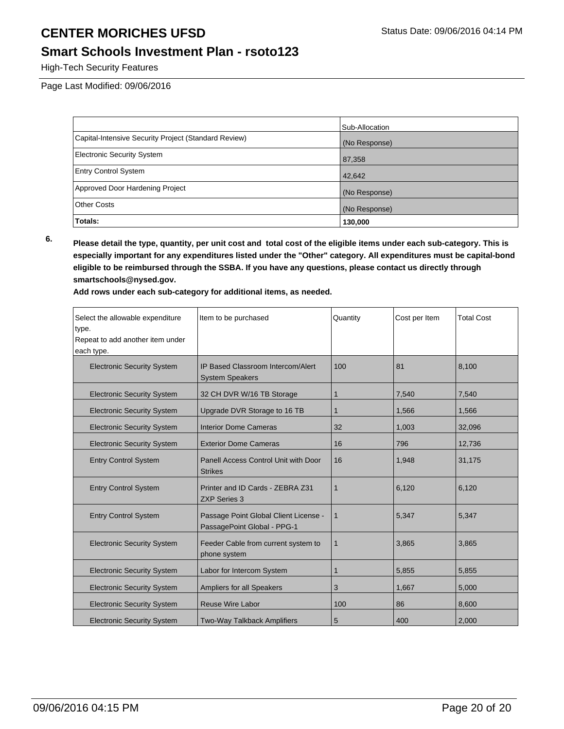| | Sub-Allocation |
|---|---|
| Capital-Intensive Security Project (Standard Review) | (No Response) |
| Electronic Security System | 87,358 |
| Entry Control System | 42,642 |
| Approved Door Hardening Project | (No Response) |
| Other Costs | (No Response) |
| **Totals:** | **130,000** |

6. **Please detail the type, quantity, per unit cost and total cost of the eligible items under each sub-category. This is especially important for any expenditures listed under the "Other" category. All expenditures must be capital-bond eligible to be reimbursed through the SSBA. If you have any questions, please contact us directly through smartschools@nysed.gov.**

**Add rows under each sub-category for additional items, as needed.**

| Select the allowable expenditure type. Repeat to add another item under each type. | Item to be purchased | Quantity | Cost per Item | Total Cost |
|---|---|---|---|---|
| Electronic Security System | IP Based Classroom Intercom/Alert System Speakers | 100 | 81 | 8,100 |
| Electronic Security System | 32 CH DVR W/16 TB Storage | 1 | 7,540 | 7,540 |
| Electronic Security System | Upgrade DVR Storage to 16 TB | 1 | 1,566 | 1,566 |
| Electronic Security System | Interior Dome Cameras | 32 | 1,003 | 32,096 |
| Electronic Security System | Exterior Dome Cameras | 16 | 796 | 12,736 |
| Entry Control System | Panell Access Control Unit with Door Strikes | 16 | 1,948 | 31,175 |
| Entry Control System | Printer and ID Cards - ZEBRA Z31 ZXP Series 3 | 1 | 6,120 | 6,120 |
| Entry Control System | Passage Point Global Client License - PassagePoint Global - PPG-1 | 1 | 5,347 | 5,347 |
| Electronic Security System | Feeder Cable from current system to phone system | 1 | 3,865 | 3,865 |
| Electronic Security System | Labor for Intercom System | 1 | 5,855 | 5,855 |
| Electronic Security System | Ampliers for all Speakers | 3 | 1,667 | 5,000 |
| Electronic Security System | Reuse Wire Labor | 100 | 86 | 8,600 |
| Electronic Security System | Two-Way Talkback Amplifiers | 5 | 400 | 2,000 |